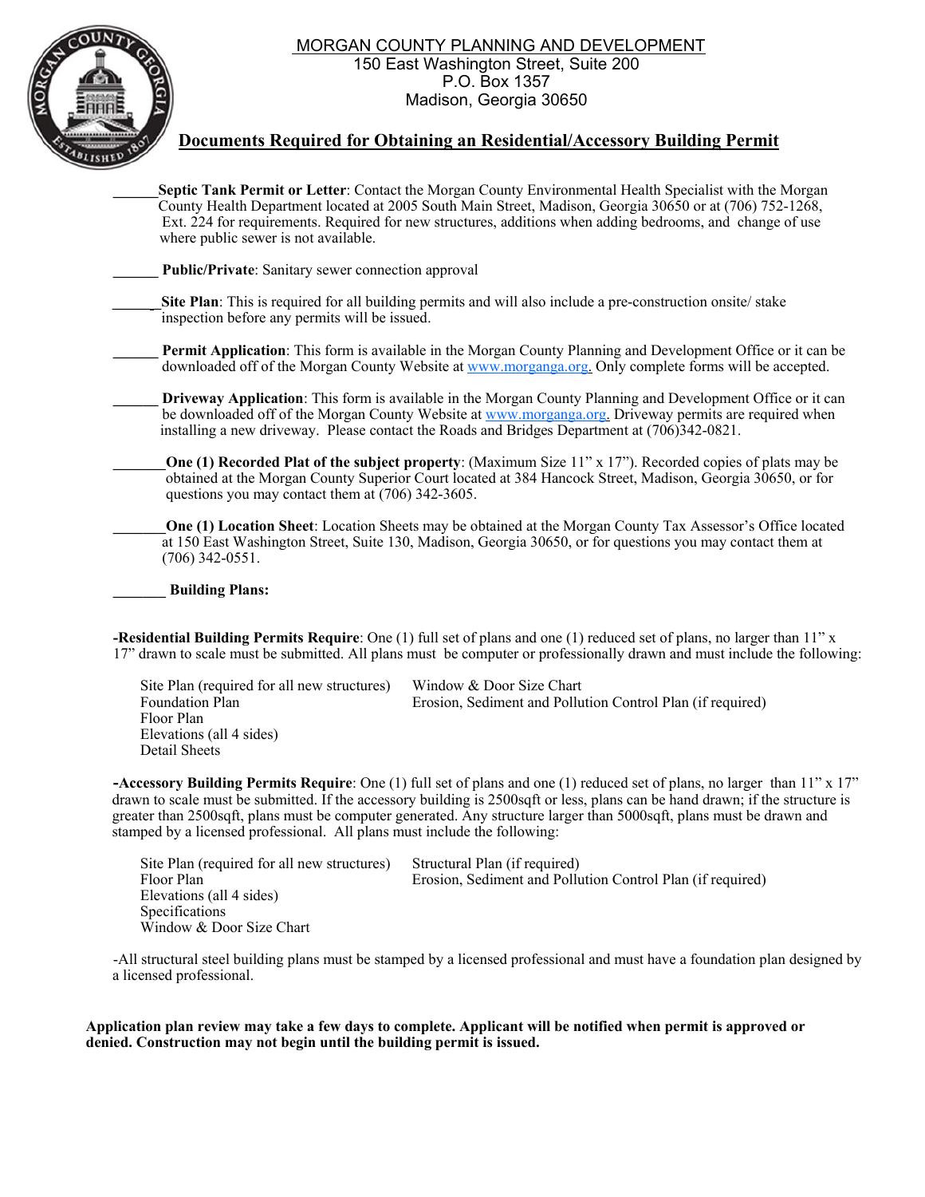# MORGAN COUNTY PLANNING AND DEVELOPMENT

150 East Washington Street, Suite 200
P.O. Box 1357
Madison, Georgia 30650

## Documents Required for Obtaining an Residential/Accessory Building Permit

______ **Septic Tank Permit or Letter**: Contact the Morgan County Environmental Health Specialist with the Morgan County Health Department located at 2005 South Main Street, Madison, Georgia 30650 or at (706) 752-1268, Ext. 224 for requirements. Required for new structures, additions when adding bedrooms, and change of use where public sewer is not available.

______ **Public/Private**: Sanitary sewer connection approval

______ **Site Plan**: This is required for all building permits and will also include a pre-construction onsite/ stake inspection before any permits will be issued.

______ **Permit Application**: This form is available in the Morgan County Planning and Development Office or it can be downloaded off of the Morgan County Website at www.morganga.org. Only complete forms will be accepted.

______ **Driveway Application**: This form is available in the Morgan County Planning and Development Office or it can be downloaded off of the Morgan County Website at www.morganga.org. Driveway permits are required when installing a new driveway. Please contact the Roads and Bridges Department at (706)342-0821.

______ **One (1) Recorded Plat of the subject property**: (Maximum Size 11" x 17"). Recorded copies of plats may be obtained at the Morgan County Superior Court located at 384 Hancock Street, Madison, Georgia 30650, or for questions you may contact them at (706) 342-3605.

______ **One (1) Location Sheet**: Location Sheets may be obtained at the Morgan County Tax Assessor's Office located at 150 East Washington Street, Suite 130, Madison, Georgia 30650, or for questions you may contact them at (706) 342-0551.

______ **Building Plans:**

**-Residential Building Permits Require**: One (1) full set of plans and one (1) reduced set of plans, no larger than 11" x 17" drawn to scale must be submitted. All plans must be computer or professionally drawn and must include the following:

- Site Plan (required for all new structures)
- Foundation Plan
- Floor Plan
- Elevations (all 4 sides)
- Detail Sheets
- Window & Door Size Chart
- Erosion, Sediment and Pollution Control Plan (if required)

**-Accessory Building Permits Require**: One (1) full set of plans and one (1) reduced set of plans, no larger than 11" x 17" drawn to scale must be submitted. If the accessory building is 2500sqft or less, plans can be hand drawn; if the structure is greater than 2500sqft, plans must be computer generated. Any structure larger than 5000sqft, plans must be drawn and stamped by a licensed professional. All plans must include the following:

- Site Plan (required for all new structures)
- Floor Plan
- Elevations (all 4 sides)
- Specifications
- Window & Door Size Chart
- Structural Plan (if required)
- Erosion, Sediment and Pollution Control Plan (if required)

-All structural steel building plans must be stamped by a licensed professional and must have a foundation plan designed by a licensed professional.

**Application plan review may take a few days to complete. Applicant will be notified when permit is approved or denied. Construction may not begin until the building permit is issued.**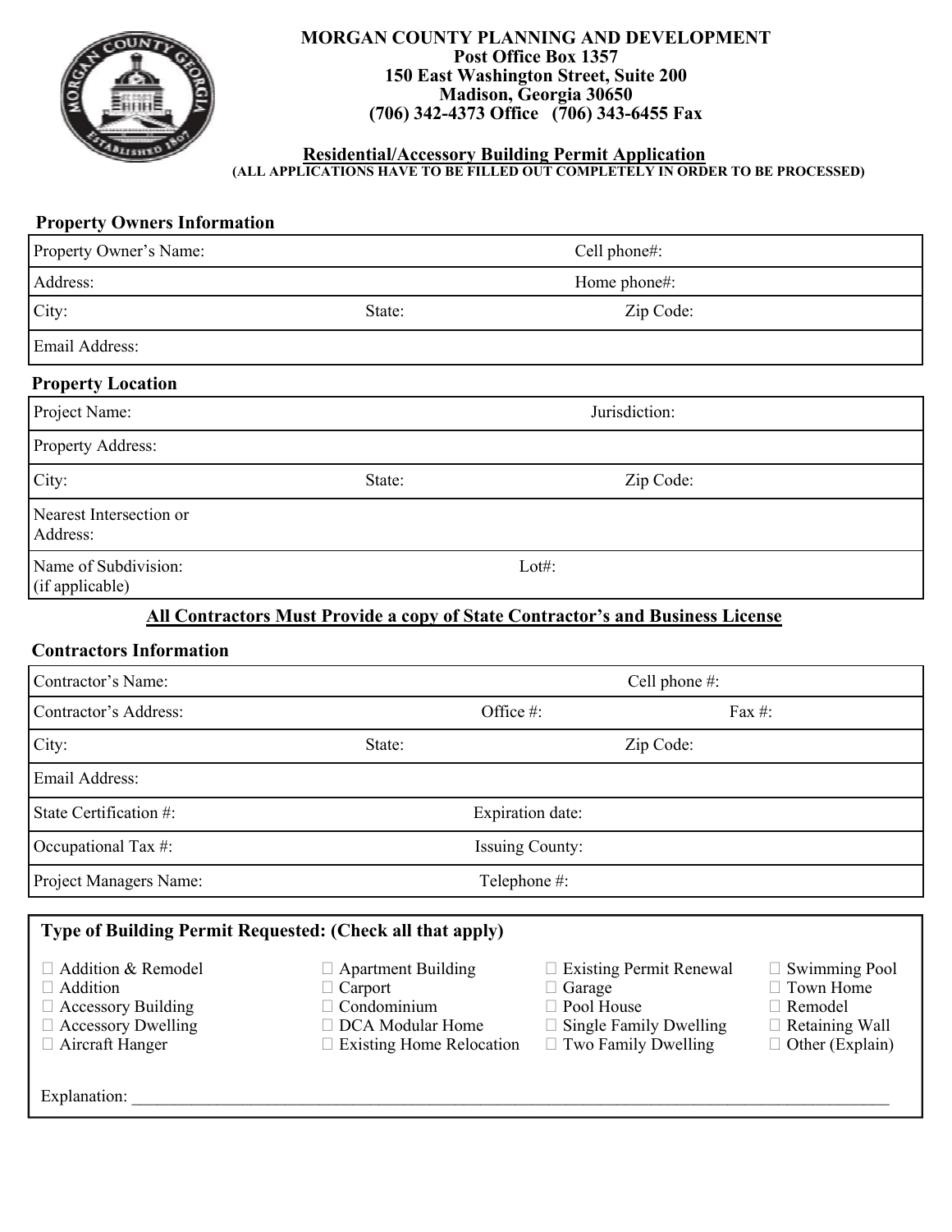**MORGAN COUNTY PLANNING AND DEVELOPMENT**
**Post Office Box 1357**
**150 East Washington Street, Suite 200**
**Madison, Georgia 30650**
**(706) 342-4373 Office (706) 343-6455 Fax**

**Residential/Accessory Building Permit Application**
**(ALL APPLICATIONS HAVE TO BE FILLED OUT COMPLETELY IN ORDER TO BE PROCESSED)**

### Property Owners Information

| | | |
|---|---|---|
| Property Owner's Name: | | Cell phone#: |
| Address: | | Home phone#: |
| City: | State: | Zip Code: |
| Email Address: | | |

### Property Location

| | | |
|---|---|---|
| Project Name: | | Jurisdiction: |
| Property Address: | | |
| City: | State: | Zip Code: |
| Nearest Intersection or Address: | | |
| Name of Subdivision: (if applicable) | Lot#: | |

**All Contractors Must Provide a copy of State Contractor's and Business License**

### Contractors Information

| | | |
|---|---|---|
| Contractor's Name: | | Cell phone #: |
| Contractor's Address: | Office #: | Fax #: |
| City: | State: | Zip Code: |
| Email Address: | | |
| State Certification #: | Expiration date: | |
| Occupational Tax #: | Issuing County: | |
| Project Managers Name: | Telephone #: | |

### Type of Building Permit Requested: (Check all that apply)

| | | | |
|---|---|---|---|
| ☐ Addition & Remodel | ☐ Apartment Building | ☐ Existing Permit Renewal | ☐ Swimming Pool |
| ☐ Addition | ☐ Carport | ☐ Garage | ☐ Town Home |
| ☐ Accessory Building | ☐ Condominium | ☐ Pool House | ☐ Remodel |
| ☐ Accessory Dwelling | ☐ DCA Modular Home | ☐ Single Family Dwelling | ☐ Retaining Wall |
| ☐ Aircraft Hanger | ☐ Existing Home Relocation | ☐ Two Family Dwelling | ☐ Other (Explain) |

Explanation: ______________________________________________________________________________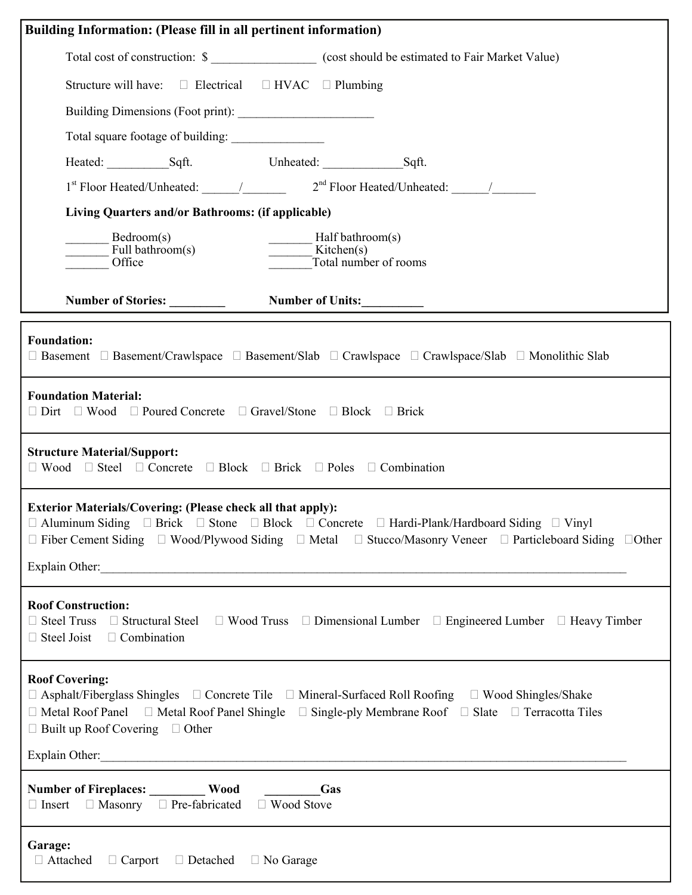**Building Information: (Please fill in all pertinent information)**

Total cost of construction: $ _________________ (cost should be estimated to Fair Market Value)

Structure will have: ☐ Electrical ☐ HVAC ☐ Plumbing

Building Dimensions (Foot print): ______________________

Total square footage of building: _______________

Heated: __________Sqft. Unheated: _____________Sqft.

1st Floor Heated/Unheated: ______/_______ 2nd Floor Heated/Unheated: ______/_______

**Living Quarters and/or Bathrooms: (if applicable)**

_______ Bedroom(s)
_______ Full bathroom(s)
_______ Office
_______ Half bathroom(s)
_______ Kitchen(s)
_______Total number of rooms

**Number of Stories: _________** **Number of Units:__________**

---

**Foundation:**
☐ Basement ☐ Basement/Crawlspace ☐ Basement/Slab ☐ Crawlspace ☐ Crawlspace/Slab ☐ Monolithic Slab

**Foundation Material:**
☐ Dirt ☐ Wood ☐ Poured Concrete ☐ Gravel/Stone ☐ Block ☐ Brick

**Structure Material/Support:**
☐ Wood ☐ Steel ☐ Concrete ☐ Block ☐ Brick ☐ Poles ☐ Combination

**Exterior Materials/Covering: (Please check all that apply):**
☐ Aluminum Siding ☐ Brick ☐ Stone ☐ Block ☐ Concrete ☐ Hardi-Plank/Hardboard Siding ☐ Vinyl
☐ Fiber Cement Siding ☐ Wood/Plywood Siding ☐ Metal ☐ Stucco/Masonry Veneer ☐ Particleboard Siding ☐Other

Explain Other:___________________________________________________________________________________

**Roof Construction:**
☐ Steel Truss ☐ Structural Steel ☐ Wood Truss ☐ Dimensional Lumber ☐ Engineered Lumber ☐ Heavy Timber
☐ Steel Joist ☐ Combination

**Roof Covering:**
☐ Asphalt/Fiberglass Shingles ☐ Concrete Tile ☐ Mineral-Surfaced Roll Roofing ☐ Wood Shingles/Shake
☐ Metal Roof Panel ☐ Metal Roof Panel Shingle ☐ Single-ply Membrane Roof ☐ Slate ☐ Terracotta Tiles
☐ Built up Roof Covering ☐ Other

Explain Other:___________________________________________________________________________________

**Number of Fireplaces: _________ Wood _________Gas**
☐ Insert ☐ Masonry ☐ Pre-fabricated ☐ Wood Stove

**Garage:**
☐ Attached ☐ Carport ☐ Detached ☐ No Garage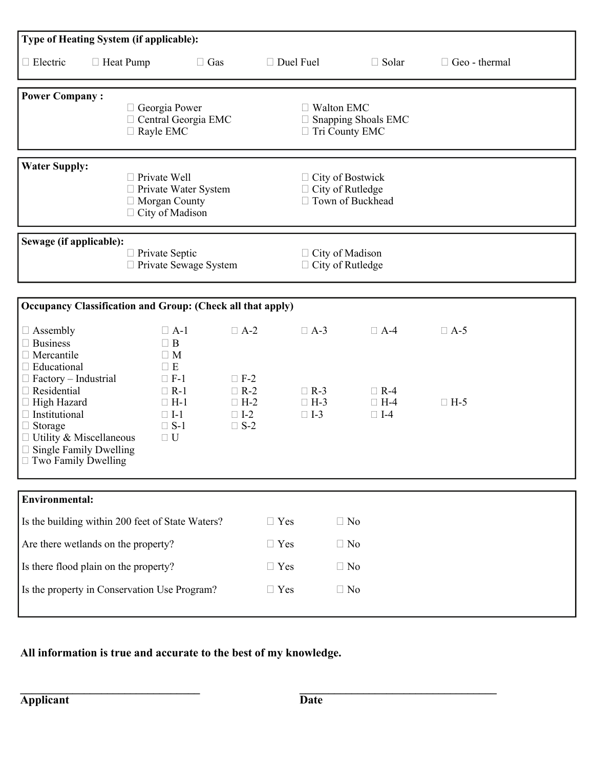**Type of Heating System (if applicable):**

☐ Electric ☐ Heat Pump ☐ Gas ☐ Duel Fuel ☐ Solar ☐ Geo - thermal

**Power Company :**

☐ Georgia Power
☐ Central Georgia EMC
☐ Rayle EMC
☐ Walton EMC
☐ Snapping Shoals EMC
☐ Tri County EMC

**Water Supply:**

☐ Private Well
☐ Private Water System
☐ Morgan County
☐ City of Madison
☐ City of Bostwick
☐ City of Rutledge
☐ Town of Buckhead

**Sewage (if applicable):**

☐ Private Septic
☐ Private Sewage System
☐ City of Madison
☐ City of Rutledge

**Occupancy Classification and Group: (Check all that apply)**

| | | | | | |
|---|---|---|---|---|---|
| ☐ Assembly | ☐ A-1 | ☐ A-2 | ☐ A-3 | ☐ A-4 | ☐ A-5 |
| ☐ Business | ☐ B | | | | |
| ☐ Mercantile | ☐ M | | | | |
| ☐ Educational | ☐ E | | | | |
| ☐ Factory – Industrial | ☐ F-1 | ☐ F-2 | | | |
| ☐ Residential | ☐ R-1 | ☐ R-2 | ☐ R-3 | ☐ R-4 | |
| ☐ High Hazard | ☐ H-1 | ☐ H-2 | ☐ H-3 | ☐ H-4 | ☐ H-5 |
| ☐ Institutional | ☐ I-1 | ☐ I-2 | ☐ I-3 | ☐ I-4 | |
| ☐ Storage | ☐ S-1 | ☐ S-2 | | | |
| ☐ Utility & Miscellaneous | ☐ U | | | | |
| ☐ Single Family Dwelling | | | | | |
| ☐ Two Family Dwelling | | | | | |

**Environmental:**

Is the building within 200 feet of State Waters? ☐ Yes ☐ No

Are there wetlands on the property? ☐ Yes ☐ No

Is there flood plain on the property? ☐ Yes ☐ No

Is the property in Conservation Use Program? ☐ Yes ☐ No

**All information is true and accurate to the best of my knowledge.**

\_\_\_\_\_\_\_\_\_\_\_\_\_\_\_\_\_\_\_\_\_\_\_\_\_\_\_\_\_\_\_\_
**Applicant**

\_\_\_\_\_\_\_\_\_\_\_\_\_\_\_\_\_\_\_\_\_\_\_\_\_\_\_\_\_\_\_\_
**Date**